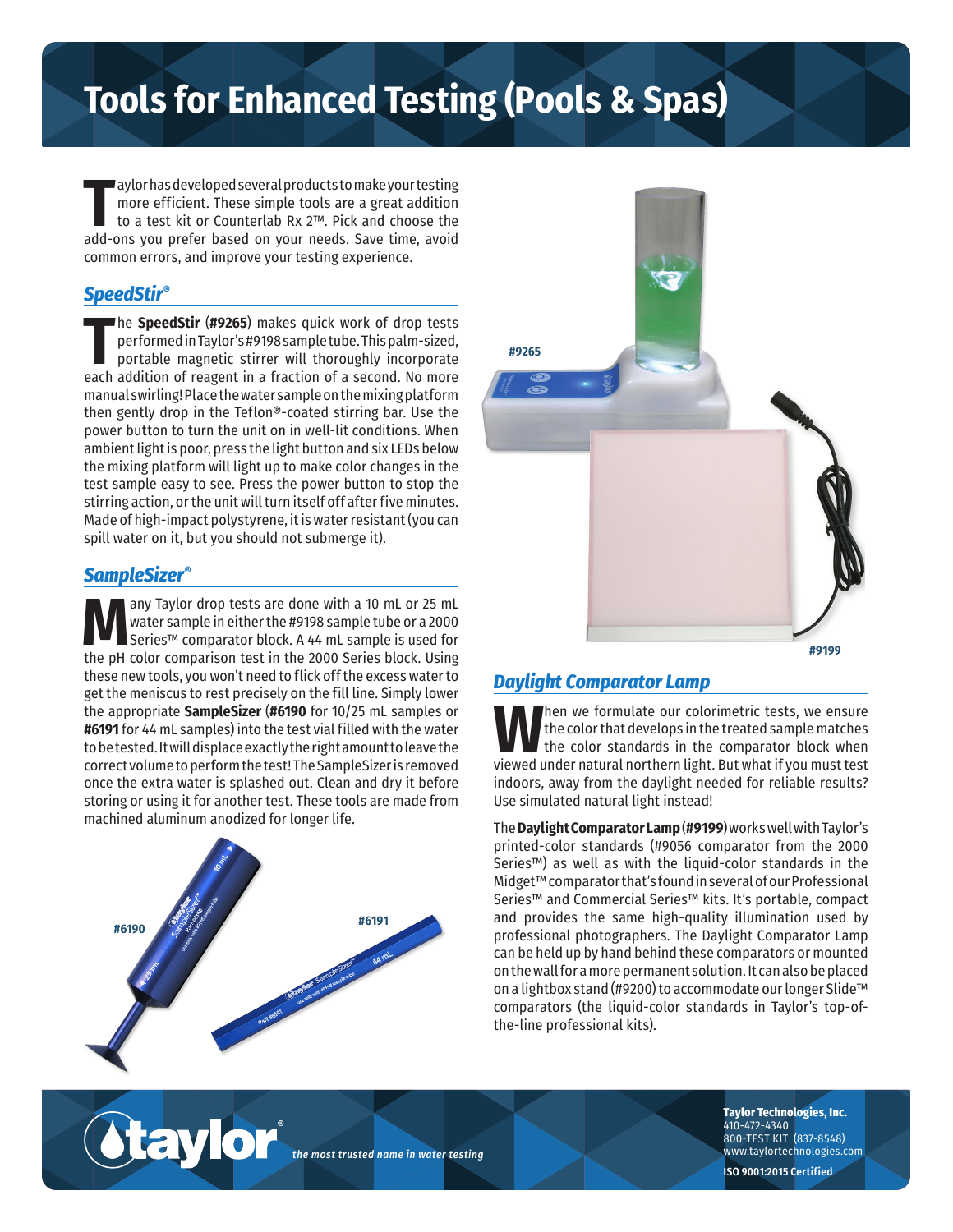# Tools for Enhanced Testing (Pools & Spas)

Taylor has developed several products to make your testing more efficient. These simple tools are a great addition to a test kit or Counterlab Rx 2™. Pick and choose the add-ons you prefer based on your needs. Save time, avoid common errors, and improve your testing experience.

## *SpeedStir®*

The **SpeedStir** (**#9265**) makes quick work of drop tests performed in Taylor's #9198 sample tube. This palm-sized, portable magnetic stirrer will thoroughly incorporate each addition of reagent in a fraction of a second. No more manual swirling! Place the water sample on the mixing platform then gently drop in the Teflon®-coated stirring bar. Use the power button to turn the unit on in well-lit conditions. When ambient light is poor, press the light button and six LEDs below the mixing platform will light up to make color changes in the test sample easy to see. Press the power button to stop the stirring action, or the unit will turn itself off after five minutes. Made of high-impact polystyrene, it is water resistant (you can spill water on it, but you should not submerge it).

## *SampleSizer®*

Many Taylor drop tests are done with a 10 mL or 25 mL water sample in either the #9198 sample tube or a 2000 Series™ comparator block. A 44 mL sample is used for the pH color comparison test in the 2000 Series block. Using these new tools, you won't need to flick off the excess water to get the meniscus to rest precisely on the fill line. Simply lower the appropriate **SampleSizer** (**#6190** for 10/25 mL samples or **#6191** for 44 mL samples) into the test vial filled with the water to be tested. It will displace exactly the right amount to leave the correct volume to perform the test! The SampleSizer is removed once the extra water is splashed out. Clean and dry it before storing or using it for another test. These tools are made from machined aluminum anodized for longer life.

#6190

#6191

#9265

#9199

## *Daylight Comparator Lamp*

When we formulate our colorimetric tests, we ensure the color that develops in the treated sample matches the color standards in the comparator block when viewed under natural northern light. But what if you must test indoors, away from the daylight needed for reliable results? Use simulated natural light instead!

The **Daylight Comparator Lamp** (**#9199**) works well with Taylor's printed-color standards (#9056 comparator from the 2000 Series™) as well as with the liquid-color standards in the Midget™ comparator that's found in several of our Professional Series™ and Commercial Series™ kits. It's portable, compact and provides the same high-quality illumination used by professional photographers. The Daylight Comparator Lamp can be held up by hand behind these comparators or mounted on the wall for a more permanent solution. It can also be placed on a lightbox stand (#9200) to accommodate our longer Slide™ comparators (the liquid-color standards in Taylor's top-of-the-line professional kits).

taylor® *the most trusted name in water testing*

**Taylor Technologies, Inc.**
410-472-4340
800-TEST KIT (837-8548)
www.taylortechnologies.com

**ISO 9001:2015 Certified**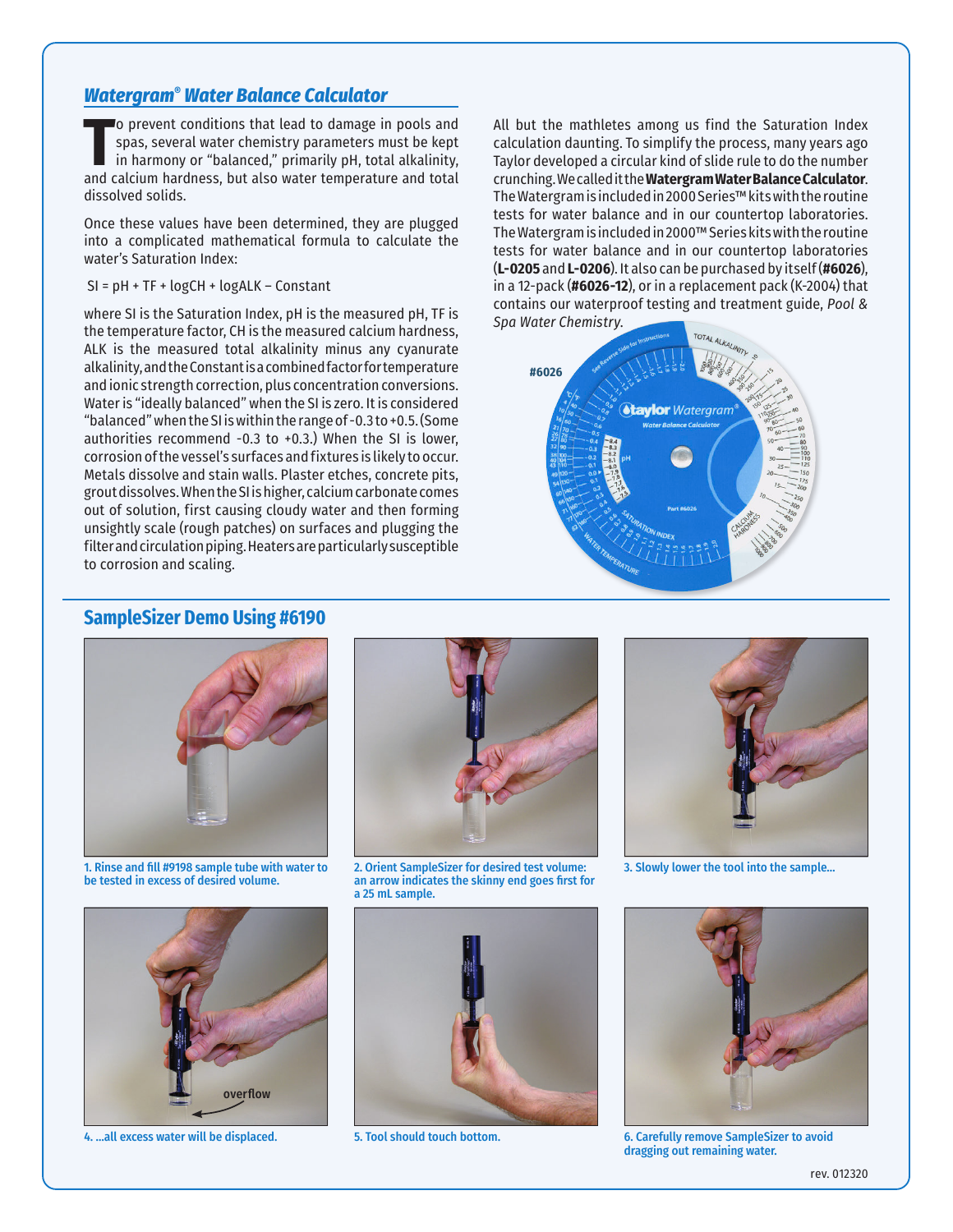## *Watergram® Water Balance Calculator*

To prevent conditions that lead to damage in pools and spas, several water chemistry parameters must be kept in harmony or "balanced," primarily pH, total alkalinity, and calcium hardness, but also water temperature and total dissolved solids.

Once these values have been determined, they are plugged into a complicated mathematical formula to calculate the water's Saturation Index:

SI = pH + TF + logCH + logALK – Constant

where SI is the Saturation Index, pH is the measured pH, TF is the temperature factor, CH is the measured calcium hardness, ALK is the measured total alkalinity minus any cyanurate alkalinity, and the Constant is a combined factor for temperature and ionic strength correction, plus concentration conversions. Water is "ideally balanced" when the SI is zero. It is considered "balanced" when the SI is within the range of -0.3 to +0.5. (Some authorities recommend -0.3 to +0.3.) When the SI is lower, corrosion of the vessel's surfaces and fixtures is likely to occur. Metals dissolve and stain walls. Plaster etches, concrete pits, grout dissolves. When the SI is higher, calcium carbonate comes out of solution, first causing cloudy water and then forming unsightly scale (rough patches) on surfaces and plugging the filter and circulation piping. Heaters are particularly susceptible to corrosion and scaling.

All but the mathletes among us find the Saturation Index calculation daunting. To simplify the process, many years ago Taylor developed a circular kind of slide rule to do the number crunching. We called it the **Watergram Water Balance Calculator**. The Watergram is included in 2000 Series™ kits with the routine tests for water balance and in our countertop laboratories. The Watergram is included in 2000™ Series kits with the routine tests for water balance and in our countertop laboratories (**L-0205** and **L-0206**). It also can be purchased by itself (**#6026**), in a 12-pack (**#6026-12**), or in a replacement pack (K-2004) that contains our waterproof testing and treatment guide, *Pool & Spa Water Chemistry*.

#6026

## SampleSizer Demo Using #6190

1. Rinse and fill #9198 sample tube with water to be tested in excess of desired volume.

2. Orient SampleSizer for desired test volume: an arrow indicates the skinny end goes first for a 25 mL sample.

3. Slowly lower the tool into the sample...

overflow

4. ...all excess water will be displaced.

5. Tool should touch bottom.

6. Carefully remove SampleSizer to avoid dragging out remaining water.

rev. 012320